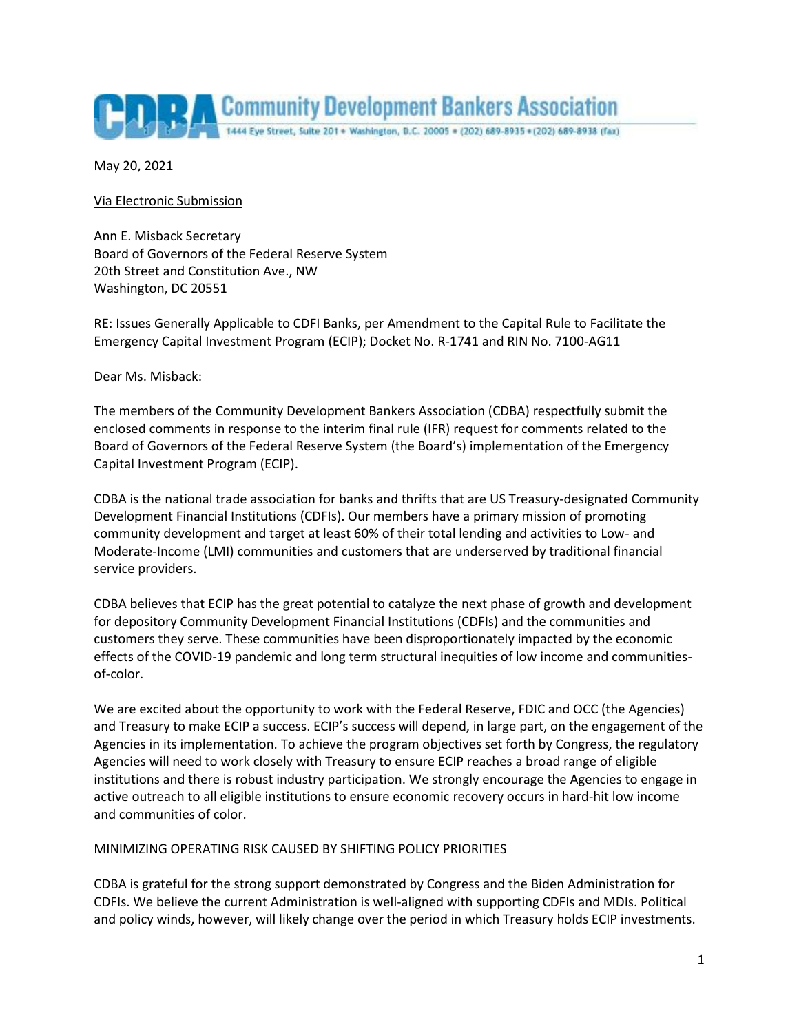# Community Development Bankers Association

1444 Eye Street, Suite 201 • Washington, D.C. 20005 • (202) 689-8935 • (202) 689-8938 (fax)

May 20, 2021

Via Electronic Submission

Ann E. Misback Secretary
Board of Governors of the Federal Reserve System
20th Street and Constitution Ave., NW
Washington, DC 20551

RE: Issues Generally Applicable to CDFI Banks, per Amendment to the Capital Rule to Facilitate the Emergency Capital Investment Program (ECIP); Docket No. R-1741 and RIN No. 7100-AG11

Dear Ms. Misback:

The members of the Community Development Bankers Association (CDBA) respectfully submit the enclosed comments in response to the interim final rule (IFR) request for comments related to the Board of Governors of the Federal Reserve System (the Board's) implementation of the Emergency Capital Investment Program (ECIP).

CDBA is the national trade association for banks and thrifts that are US Treasury-designated Community Development Financial Institutions (CDFIs). Our members have a primary mission of promoting community development and target at least 60% of their total lending and activities to Low- and Moderate-Income (LMI) communities and customers that are underserved by traditional financial service providers.

CDBA believes that ECIP has the great potential to catalyze the next phase of growth and development for depository Community Development Financial Institutions (CDFIs) and the communities and customers they serve. These communities have been disproportionately impacted by the economic effects of the COVID-19 pandemic and long term structural inequities of low income and communities-of-color.

We are excited about the opportunity to work with the Federal Reserve, FDIC and OCC (the Agencies) and Treasury to make ECIP a success. ECIP's success will depend, in large part, on the engagement of the Agencies in its implementation. To achieve the program objectives set forth by Congress, the regulatory Agencies will need to work closely with Treasury to ensure ECIP reaches a broad range of eligible institutions and there is robust industry participation. We strongly encourage the Agencies to engage in active outreach to all eligible institutions to ensure economic recovery occurs in hard-hit low income and communities of color.

## MINIMIZING OPERATING RISK CAUSED BY SHIFTING POLICY PRIORITIES

CDBA is grateful for the strong support demonstrated by Congress and the Biden Administration for CDFIs. We believe the current Administration is well-aligned with supporting CDFIs and MDIs. Political and policy winds, however, will likely change over the period in which Treasury holds ECIP investments.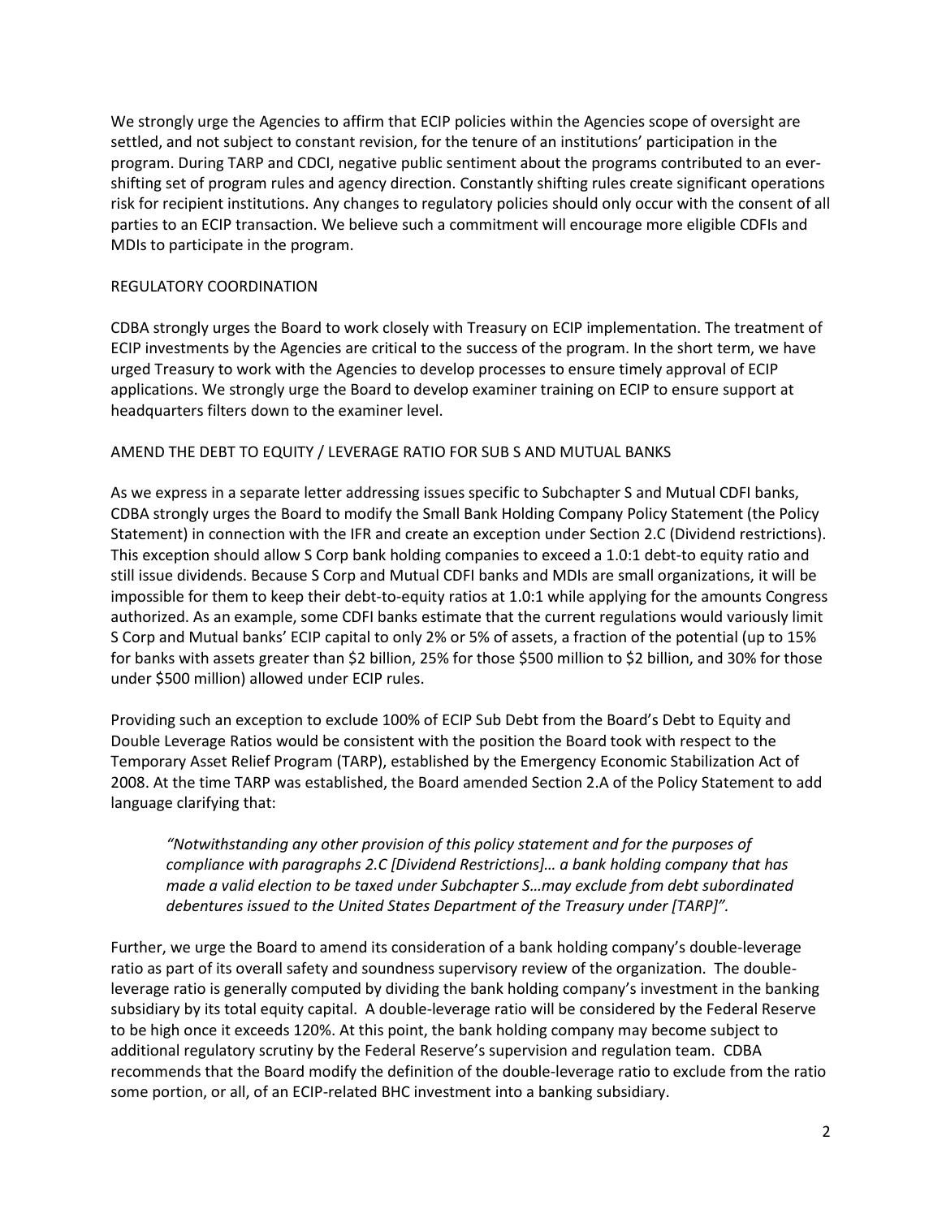We strongly urge the Agencies to affirm that ECIP policies within the Agencies scope of oversight are settled, and not subject to constant revision, for the tenure of an institutions' participation in the program. During TARP and CDCI, negative public sentiment about the programs contributed to an ever-shifting set of program rules and agency direction. Constantly shifting rules create significant operations risk for recipient institutions. Any changes to regulatory policies should only occur with the consent of all parties to an ECIP transaction. We believe such a commitment will encourage more eligible CDFIs and MDIs to participate in the program.

## REGULATORY COORDINATION

CDBA strongly urges the Board to work closely with Treasury on ECIP implementation. The treatment of ECIP investments by the Agencies are critical to the success of the program. In the short term, we have urged Treasury to work with the Agencies to develop processes to ensure timely approval of ECIP applications. We strongly urge the Board to develop examiner training on ECIP to ensure support at headquarters filters down to the examiner level.

## AMEND THE DEBT TO EQUITY / LEVERAGE RATIO FOR SUB S AND MUTUAL BANKS

As we express in a separate letter addressing issues specific to Subchapter S and Mutual CDFI banks, CDBA strongly urges the Board to modify the Small Bank Holding Company Policy Statement (the Policy Statement) in connection with the IFR and create an exception under Section 2.C (Dividend restrictions). This exception should allow S Corp bank holding companies to exceed a 1.0:1 debt-to equity ratio and still issue dividends. Because S Corp and Mutual CDFI banks and MDIs are small organizations, it will be impossible for them to keep their debt-to-equity ratios at 1.0:1 while applying for the amounts Congress authorized. As an example, some CDFI banks estimate that the current regulations would variously limit S Corp and Mutual banks' ECIP capital to only 2% or 5% of assets, a fraction of the potential (up to 15% for banks with assets greater than $2 billion, 25% for those $500 million to $2 billion, and 30% for those under $500 million) allowed under ECIP rules.

Providing such an exception to exclude 100% of ECIP Sub Debt from the Board's Debt to Equity and Double Leverage Ratios would be consistent with the position the Board took with respect to the Temporary Asset Relief Program (TARP), established by the Emergency Economic Stabilization Act of 2008. At the time TARP was established, the Board amended Section 2.A of the Policy Statement to add language clarifying that:

> *"Notwithstanding any other provision of this policy statement and for the purposes of compliance with paragraphs 2.C [Dividend Restrictions]… a bank holding company that has made a valid election to be taxed under Subchapter S…may exclude from debt subordinated debentures issued to the United States Department of the Treasury under [TARP]".*

Further, we urge the Board to amend its consideration of a bank holding company's double-leverage ratio as part of its overall safety and soundness supervisory review of the organization. The double-leverage ratio is generally computed by dividing the bank holding company's investment in the banking subsidiary by its total equity capital. A double-leverage ratio will be considered by the Federal Reserve to be high once it exceeds 120%. At this point, the bank holding company may become subject to additional regulatory scrutiny by the Federal Reserve's supervision and regulation team. CDBA recommends that the Board modify the definition of the double-leverage ratio to exclude from the ratio some portion, or all, of an ECIP-related BHC investment into a banking subsidiary.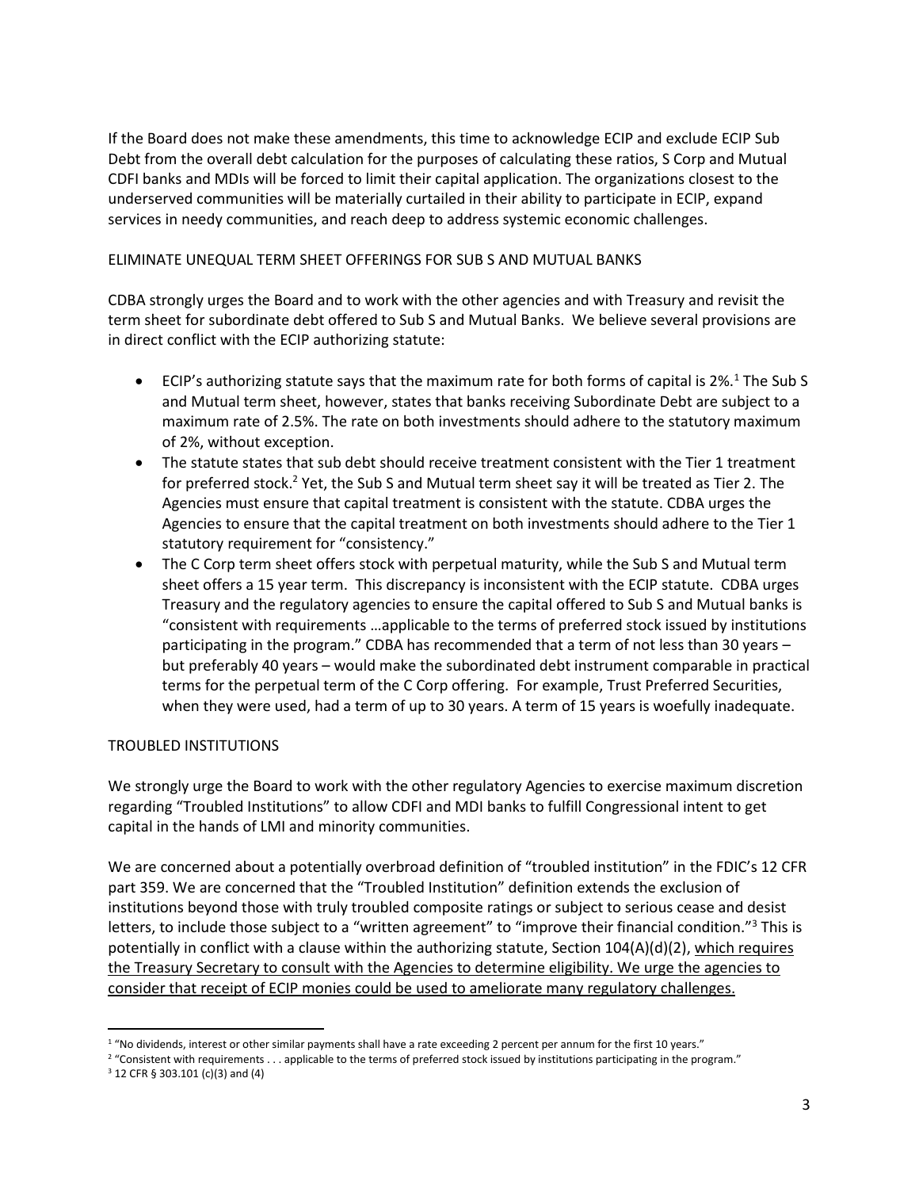If the Board does not make these amendments, this time to acknowledge ECIP and exclude ECIP Sub Debt from the overall debt calculation for the purposes of calculating these ratios, S Corp and Mutual CDFI banks and MDIs will be forced to limit their capital application. The organizations closest to the underserved communities will be materially curtailed in their ability to participate in ECIP, expand services in needy communities, and reach deep to address systemic economic challenges.

## ELIMINATE UNEQUAL TERM SHEET OFFERINGS FOR SUB S AND MUTUAL BANKS

CDBA strongly urges the Board and to work with the other agencies and with Treasury and revisit the term sheet for subordinate debt offered to Sub S and Mutual Banks. We believe several provisions are in direct conflict with the ECIP authorizing statute:

- ECIP's authorizing statute says that the maximum rate for both forms of capital is 2%.[1] The Sub S and Mutual term sheet, however, states that banks receiving Subordinate Debt are subject to a maximum rate of 2.5%. The rate on both investments should adhere to the statutory maximum of 2%, without exception.
- The statute states that sub debt should receive treatment consistent with the Tier 1 treatment for preferred stock.[2] Yet, the Sub S and Mutual term sheet say it will be treated as Tier 2. The Agencies must ensure that capital treatment is consistent with the statute. CDBA urges the Agencies to ensure that the capital treatment on both investments should adhere to the Tier 1 statutory requirement for "consistency."
- The C Corp term sheet offers stock with perpetual maturity, while the Sub S and Mutual term sheet offers a 15 year term. This discrepancy is inconsistent with the ECIP statute. CDBA urges Treasury and the regulatory agencies to ensure the capital offered to Sub S and Mutual banks is "consistent with requirements …applicable to the terms of preferred stock issued by institutions participating in the program." CDBA has recommended that a term of not less than 30 years – but preferably 40 years – would make the subordinated debt instrument comparable in practical terms for the perpetual term of the C Corp offering. For example, Trust Preferred Securities, when they were used, had a term of up to 30 years. A term of 15 years is woefully inadequate.

## TROUBLED INSTITUTIONS

We strongly urge the Board to work with the other regulatory Agencies to exercise maximum discretion regarding "Troubled Institutions" to allow CDFI and MDI banks to fulfill Congressional intent to get capital in the hands of LMI and minority communities.

We are concerned about a potentially overbroad definition of "troubled institution" in the FDIC's 12 CFR part 359. We are concerned that the "Troubled Institution" definition extends the exclusion of institutions beyond those with truly troubled composite ratings or subject to serious cease and desist letters, to include those subject to a "written agreement" to "improve their financial condition."[3] This is potentially in conflict with a clause within the authorizing statute, Section 104(A)(d)(2), <u>which requires the Treasury Secretary to consult with the Agencies to determine eligibility. We urge the agencies to consider that receipt of ECIP monies could be used to ameliorate many regulatory challenges.</u>

---

[1] "No dividends, interest or other similar payments shall have a rate exceeding 2 percent per annum for the first 10 years."

[2] "Consistent with requirements . . . applicable to the terms of preferred stock issued by institutions participating in the program."

[3] 12 CFR § 303.101 (c)(3) and (4)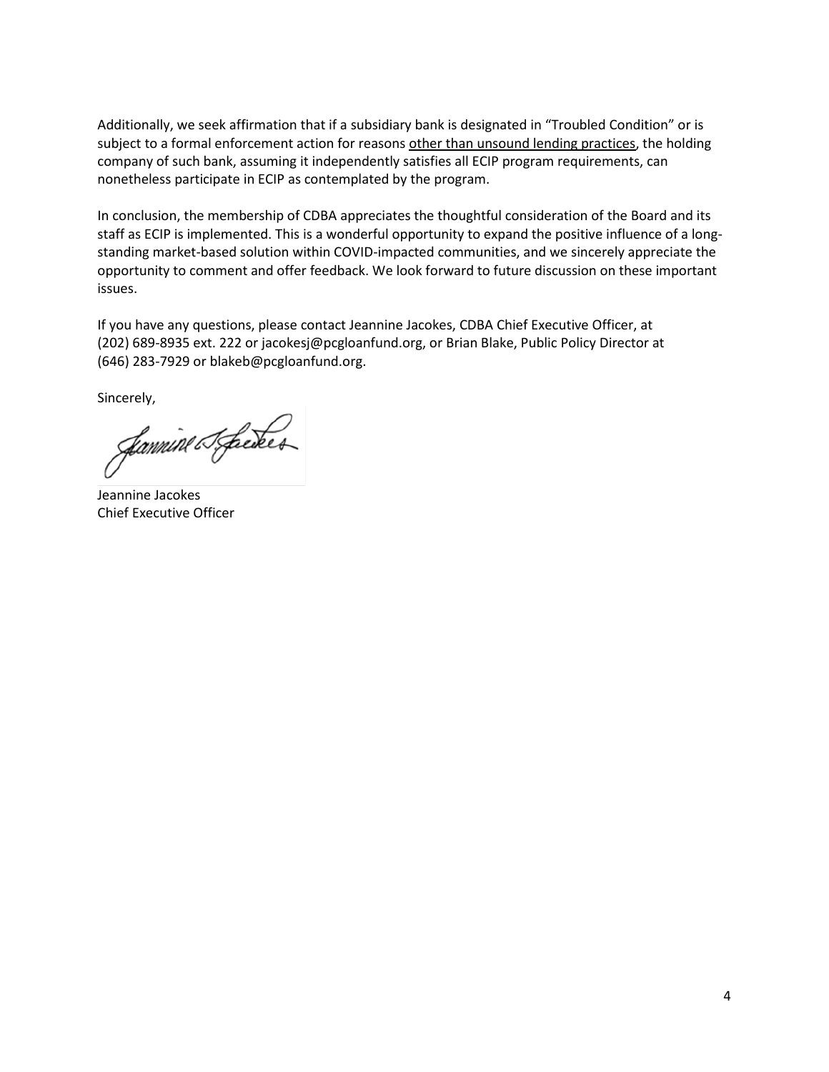Additionally, we seek affirmation that if a subsidiary bank is designated in “Troubled Condition” or is subject to a formal enforcement action for reasons <u>other than unsound lending practices</u>, the holding company of such bank, assuming it independently satisfies all ECIP program requirements, can nonetheless participate in ECIP as contemplated by the program.

In conclusion, the membership of CDBA appreciates the thoughtful consideration of the Board and its staff as ECIP is implemented. This is a wonderful opportunity to expand the positive influence of a long-standing market-based solution within COVID-impacted communities, and we sincerely appreciate the opportunity to comment and offer feedback. We look forward to future discussion on these important issues.

If you have any questions, please contact Jeannine Jacokes, CDBA Chief Executive Officer, at (202) 689-8935 ext. 222 or jacokesj@pcgloanfund.org, or Brian Blake, Public Policy Director at (646) 283-7929 or blakeb@pcgloanfund.org.

Sincerely,

Jeannine Jacokes  
Chief Executive Officer